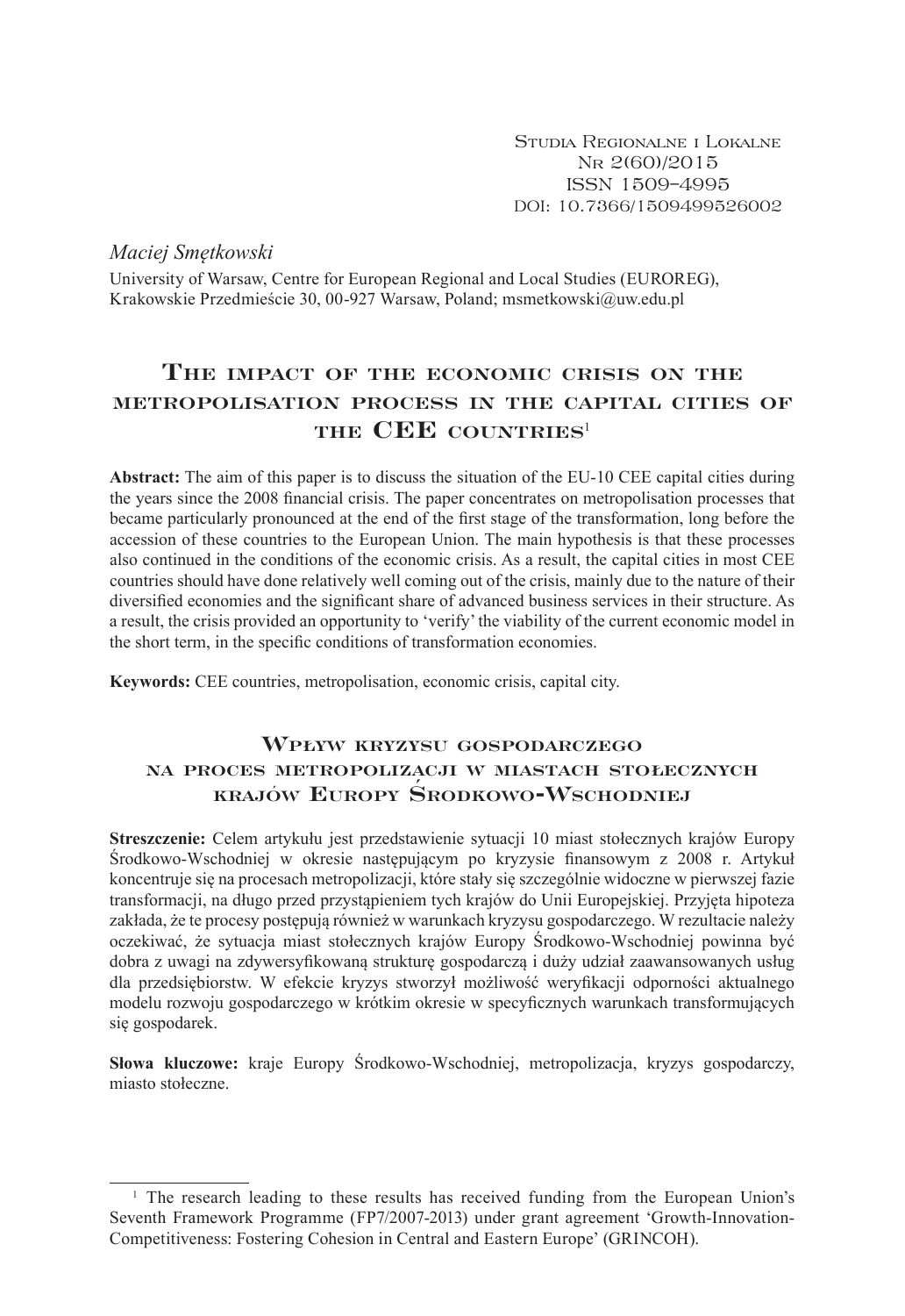Studia Regionalne i Lokalne
Nr 2(60)/2015
ISSN 1509–4995
DOI: 10.7366/1509499526002

*Maciej Smętkowski*

University of Warsaw, Centre for European Regional and Local Studies (EUROREG), Krakowskie Przedmieście 30, 00-927 Warsaw, Poland; msmetkowski@uw.edu.pl

# The impact of the economic crisis on the metropolisation process in the capital cities of the CEE countries[1]

**Abstract:** The aim of this paper is to discuss the situation of the EU-10 CEE capital cities during the years since the 2008 financial crisis. The paper concentrates on metropolisation processes that became particularly pronounced at the end of the first stage of the transformation, long before the accession of these countries to the European Union. The main hypothesis is that these processes also continued in the conditions of the economic crisis. As a result, the capital cities in most CEE countries should have done relatively well coming out of the crisis, mainly due to the nature of their diversified economies and the significant share of advanced business services in their structure. As a result, the crisis provided an opportunity to 'verify' the viability of the current economic model in the short term, in the specific conditions of transformation economies.

**Keywords:** CEE countries, metropolisation, economic crisis, capital city.

# Wpływ kryzysu gospodarczego na proces metropolizacji w miastach stołecznych krajów Europy Środkowo-Wschodniej

**Streszczenie:** Celem artykułu jest przedstawienie sytuacji 10 miast stołecznych krajów Europy Środkowo-Wschodniej w okresie następującym po kryzysie finansowym z 2008 r. Artykuł koncentruje się na procesach metropolizacji, które stały się szczególnie widoczne w pierwszej fazie transformacji, na długo przed przystąpieniem tych krajów do Unii Europejskiej. Przyjęta hipoteza zakłada, że te procesy postępują również w warunkach kryzysu gospodarczego. W rezultacie należy oczekiwać, że sytuacja miast stołecznych krajów Europy Środkowo-Wschodniej powinna być dobra z uwagi na zdywersyfikowaną strukturę gospodarczą i duży udział zaawansowanych usług dla przedsiębiorstw. W efekcie kryzys stworzył możliwość weryfikacji odporności aktualnego modelu rozwoju gospodarczego w krótkim okresie w specyficznych warunkach transformujących się gospodarek.

**Słowa kluczowe:** kraje Europy Środkowo-Wschodniej, metropolizacja, kryzys gospodarczy, miasto stołeczne.

---

[1] The research leading to these results has received funding from the European Union's Seventh Framework Programme (FP7/2007-2013) under grant agreement 'Growth-Innovation-Competitiveness: Fostering Cohesion in Central and Eastern Europe' (GRINCOH).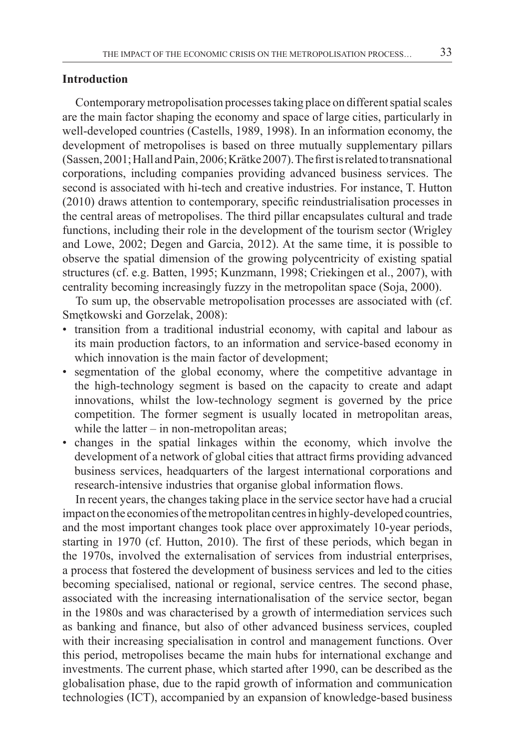## Introduction

Contemporary metropolisation processes taking place on different spatial scales are the main factor shaping the economy and space of large cities, particularly in well-developed countries (Castells, 1989, 1998). In an information economy, the development of metropolises is based on three mutually supplementary pillars (Sassen, 2001; Hall and Pain, 2006; Krätke 2007). The first is related to transnational corporations, including companies providing advanced business services. The second is associated with hi-tech and creative industries. For instance, T. Hutton (2010) draws attention to contemporary, specific reindustrialisation processes in the central areas of metropolises. The third pillar encapsulates cultural and trade functions, including their role in the development of the tourism sector (Wrigley and Lowe, 2002; Degen and Garcia, 2012). At the same time, it is possible to observe the spatial dimension of the growing polycentricity of existing spatial structures (cf. e.g. Batten, 1995; Kunzmann, 1998; Criekingen et al., 2007), with centrality becoming increasingly fuzzy in the metropolitan space (Soja, 2000).

To sum up, the observable metropolisation processes are associated with (cf. Smętkowski and Gorzelak, 2008):

- transition from a traditional industrial economy, with capital and labour as its main production factors, to an information and service-based economy in which innovation is the main factor of development;
- segmentation of the global economy, where the competitive advantage in the high-technology segment is based on the capacity to create and adapt innovations, whilst the low-technology segment is governed by the price competition. The former segment is usually located in metropolitan areas, while the latter – in non-metropolitan areas;
- changes in the spatial linkages within the economy, which involve the development of a network of global cities that attract firms providing advanced business services, headquarters of the largest international corporations and research-intensive industries that organise global information flows.

In recent years, the changes taking place in the service sector have had a crucial impact on the economies of the metropolitan centres in highly-developed countries, and the most important changes took place over approximately 10-year periods, starting in 1970 (cf. Hutton, 2010). The first of these periods, which began in the 1970s, involved the externalisation of services from industrial enterprises, a process that fostered the development of business services and led to the cities becoming specialised, national or regional, service centres. The second phase, associated with the increasing internationalisation of the service sector, began in the 1980s and was characterised by a growth of intermediation services such as banking and finance, but also of other advanced business services, coupled with their increasing specialisation in control and management functions. Over this period, metropolises became the main hubs for international exchange and investments. The current phase, which started after 1990, can be described as the globalisation phase, due to the rapid growth of information and communication technologies (ICT), accompanied by an expansion of knowledge-based business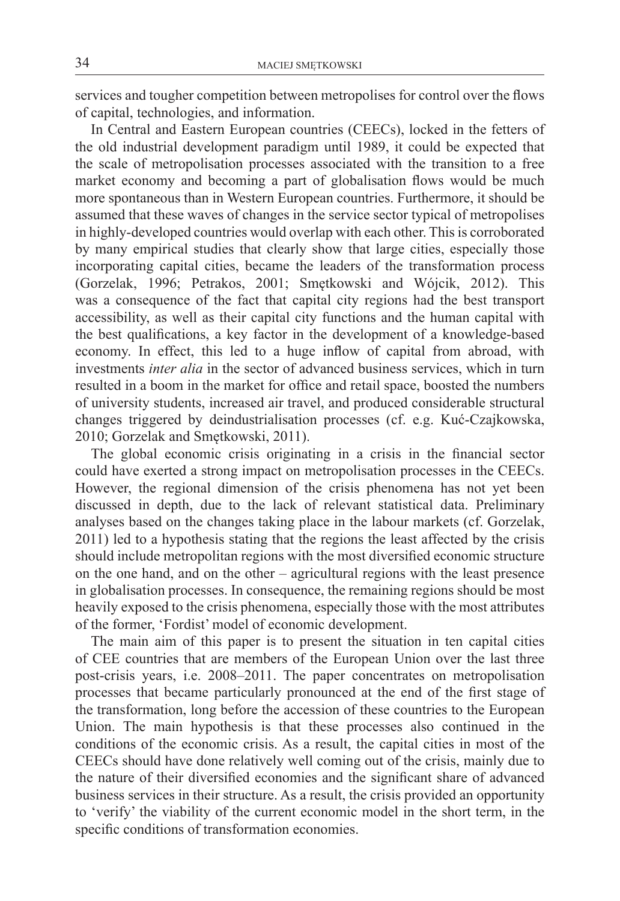services and tougher competition between metropolises for control over the flows of capital, technologies, and information.

In Central and Eastern European countries (CEECs), locked in the fetters of the old industrial development paradigm until 1989, it could be expected that the scale of metropolisation processes associated with the transition to a free market economy and becoming a part of globalisation flows would be much more spontaneous than in Western European countries. Furthermore, it should be assumed that these waves of changes in the service sector typical of metropolises in highly-developed countries would overlap with each other. This is corroborated by many empirical studies that clearly show that large cities, especially those incorporating capital cities, became the leaders of the transformation process (Gorzelak, 1996; Petrakos, 2001; Smętkowski and Wójcik, 2012). This was a consequence of the fact that capital city regions had the best transport accessibility, as well as their capital city functions and the human capital with the best qualifications, a key factor in the development of a knowledge-based economy. In effect, this led to a huge inflow of capital from abroad, with investments *inter alia* in the sector of advanced business services, which in turn resulted in a boom in the market for office and retail space, boosted the numbers of university students, increased air travel, and produced considerable structural changes triggered by deindustrialisation processes (cf. e.g. Kuć-Czajkowska, 2010; Gorzelak and Smętkowski, 2011).

The global economic crisis originating in a crisis in the financial sector could have exerted a strong impact on metropolisation processes in the CEECs. However, the regional dimension of the crisis phenomena has not yet been discussed in depth, due to the lack of relevant statistical data. Preliminary analyses based on the changes taking place in the labour markets (cf. Gorzelak, 2011) led to a hypothesis stating that the regions the least affected by the crisis should include metropolitan regions with the most diversified economic structure on the one hand, and on the other – agricultural regions with the least presence in globalisation processes. In consequence, the remaining regions should be most heavily exposed to the crisis phenomena, especially those with the most attributes of the former, 'Fordist' model of economic development.

The main aim of this paper is to present the situation in ten capital cities of CEE countries that are members of the European Union over the last three post-crisis years, i.e. 2008–2011. The paper concentrates on metropolisation processes that became particularly pronounced at the end of the first stage of the transformation, long before the accession of these countries to the European Union. The main hypothesis is that these processes also continued in the conditions of the economic crisis. As a result, the capital cities in most of the CEECs should have done relatively well coming out of the crisis, mainly due to the nature of their diversified economies and the significant share of advanced business services in their structure. As a result, the crisis provided an opportunity to 'verify' the viability of the current economic model in the short term, in the specific conditions of transformation economies.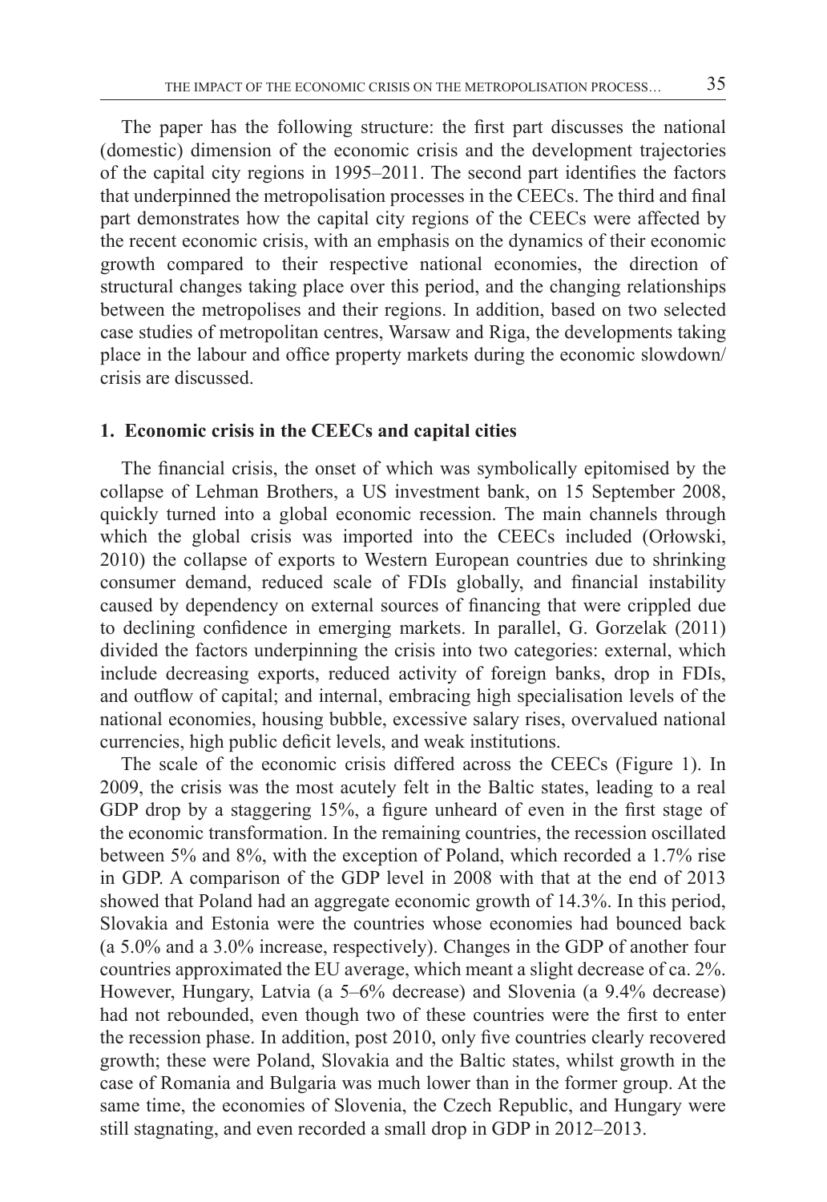The paper has the following structure: the first part discusses the national (domestic) dimension of the economic crisis and the development trajectories of the capital city regions in 1995–2011. The second part identifies the factors that underpinned the metropolisation processes in the CEECs. The third and final part demonstrates how the capital city regions of the CEECs were affected by the recent economic crisis, with an emphasis on the dynamics of their economic growth compared to their respective national economies, the direction of structural changes taking place over this period, and the changing relationships between the metropolises and their regions. In addition, based on two selected case studies of metropolitan centres, Warsaw and Riga, the developments taking place in the labour and office property markets during the economic slowdown/ crisis are discussed.

## 1. Economic crisis in the CEECs and capital cities

The financial crisis, the onset of which was symbolically epitomised by the collapse of Lehman Brothers, a US investment bank, on 15 September 2008, quickly turned into a global economic recession. The main channels through which the global crisis was imported into the CEECs included (Orłowski, 2010) the collapse of exports to Western European countries due to shrinking consumer demand, reduced scale of FDIs globally, and financial instability caused by dependency on external sources of financing that were crippled due to declining confidence in emerging markets. In parallel, G. Gorzelak (2011) divided the factors underpinning the crisis into two categories: external, which include decreasing exports, reduced activity of foreign banks, drop in FDIs, and outflow of capital; and internal, embracing high specialisation levels of the national economies, housing bubble, excessive salary rises, overvalued national currencies, high public deficit levels, and weak institutions.

The scale of the economic crisis differed across the CEECs (Figure 1). In 2009, the crisis was the most acutely felt in the Baltic states, leading to a real GDP drop by a staggering 15%, a figure unheard of even in the first stage of the economic transformation. In the remaining countries, the recession oscillated between 5% and 8%, with the exception of Poland, which recorded a 1.7% rise in GDP. A comparison of the GDP level in 2008 with that at the end of 2013 showed that Poland had an aggregate economic growth of 14.3%. In this period, Slovakia and Estonia were the countries whose economies had bounced back (a 5.0% and a 3.0% increase, respectively). Changes in the GDP of another four countries approximated the EU average, which meant a slight decrease of ca. 2%. However, Hungary, Latvia (a 5–6% decrease) and Slovenia (a 9.4% decrease) had not rebounded, even though two of these countries were the first to enter the recession phase. In addition, post 2010, only five countries clearly recovered growth; these were Poland, Slovakia and the Baltic states, whilst growth in the case of Romania and Bulgaria was much lower than in the former group. At the same time, the economies of Slovenia, the Czech Republic, and Hungary were still stagnating, and even recorded a small drop in GDP in 2012–2013.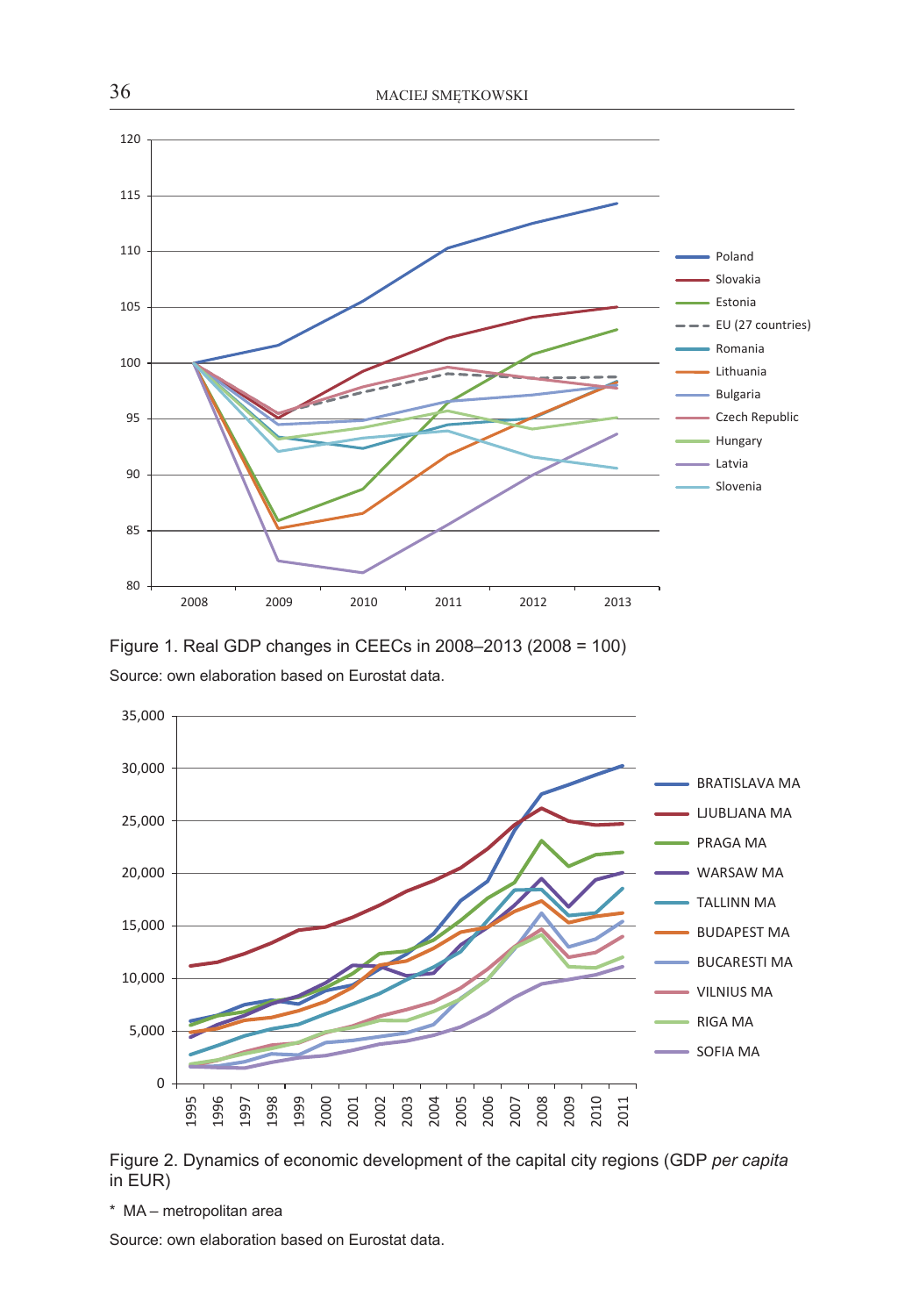Figure 1. Real GDP changes in CEECs in 2008–2013 (2008 = 100)

Source: own elaboration based on Eurostat data.

Figure 2. Dynamics of economic development of the capital city regions (GDP *per capita* in EUR)

\* MA – metropolitan area

Source: own elaboration based on Eurostat data.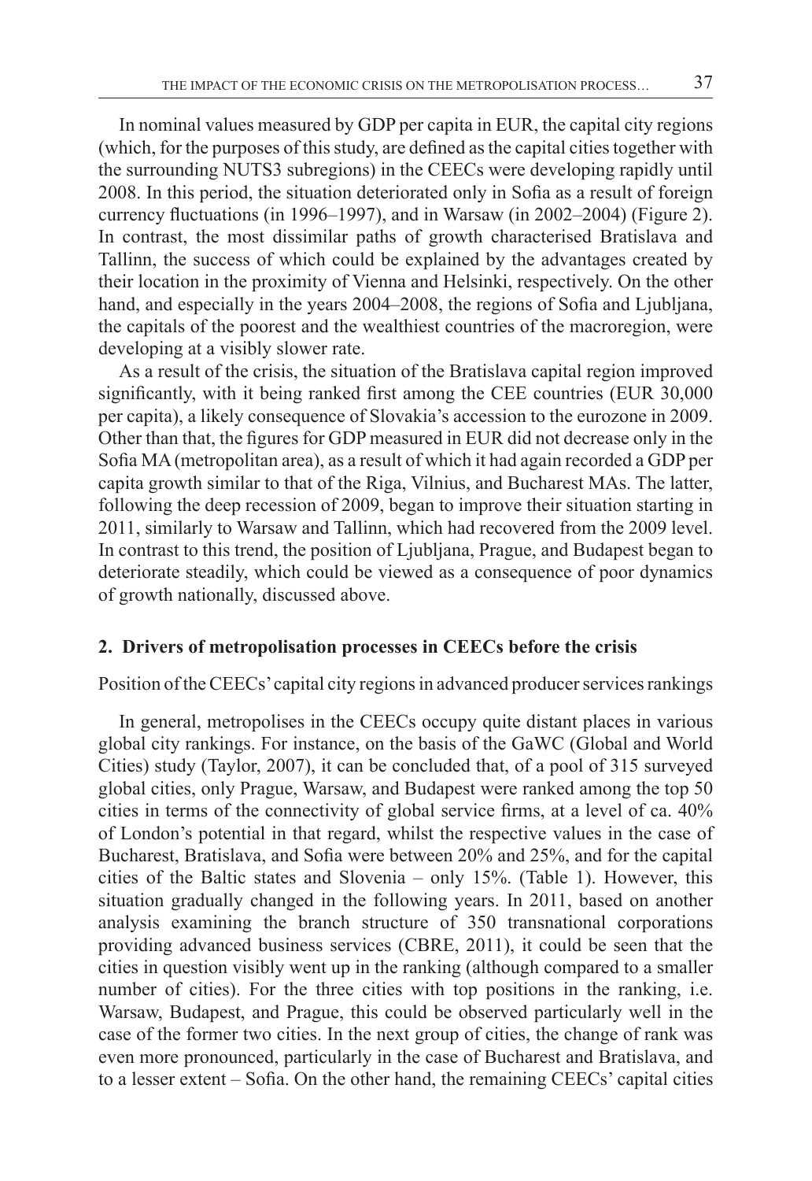In nominal values measured by GDP per capita in EUR, the capital city regions (which, for the purposes of this study, are defined as the capital cities together with the surrounding NUTS3 subregions) in the CEECs were developing rapidly until 2008. In this period, the situation deteriorated only in Sofia as a result of foreign currency fluctuations (in 1996–1997), and in Warsaw (in 2002–2004) (Figure 2). In contrast, the most dissimilar paths of growth characterised Bratislava and Tallinn, the success of which could be explained by the advantages created by their location in the proximity of Vienna and Helsinki, respectively. On the other hand, and especially in the years 2004–2008, the regions of Sofia and Ljubljana, the capitals of the poorest and the wealthiest countries of the macroregion, were developing at a visibly slower rate.

As a result of the crisis, the situation of the Bratislava capital region improved significantly, with it being ranked first among the CEE countries (EUR 30,000 per capita), a likely consequence of Slovakia's accession to the eurozone in 2009. Other than that, the figures for GDP measured in EUR did not decrease only in the Sofia MA (metropolitan area), as a result of which it had again recorded a GDP per capita growth similar to that of the Riga, Vilnius, and Bucharest MAs. The latter, following the deep recession of 2009, began to improve their situation starting in 2011, similarly to Warsaw and Tallinn, which had recovered from the 2009 level. In contrast to this trend, the position of Ljubljana, Prague, and Budapest began to deteriorate steadily, which could be viewed as a consequence of poor dynamics of growth nationally, discussed above.

## 2. Drivers of metropolisation processes in CEECs before the crisis

### Position of the CEECs' capital city regions in advanced producer services rankings

In general, metropolises in the CEECs occupy quite distant places in various global city rankings. For instance, on the basis of the GaWC (Global and World Cities) study (Taylor, 2007), it can be concluded that, of a pool of 315 surveyed global cities, only Prague, Warsaw, and Budapest were ranked among the top 50 cities in terms of the connectivity of global service firms, at a level of ca. 40% of London's potential in that regard, whilst the respective values in the case of Bucharest, Bratislava, and Sofia were between 20% and 25%, and for the capital cities of the Baltic states and Slovenia – only 15%. (Table 1). However, this situation gradually changed in the following years. In 2011, based on another analysis examining the branch structure of 350 transnational corporations providing advanced business services (CBRE, 2011), it could be seen that the cities in question visibly went up in the ranking (although compared to a smaller number of cities). For the three cities with top positions in the ranking, i.e. Warsaw, Budapest, and Prague, this could be observed particularly well in the case of the former two cities. In the next group of cities, the change of rank was even more pronounced, particularly in the case of Bucharest and Bratislava, and to a lesser extent – Sofia. On the other hand, the remaining CEECs' capital cities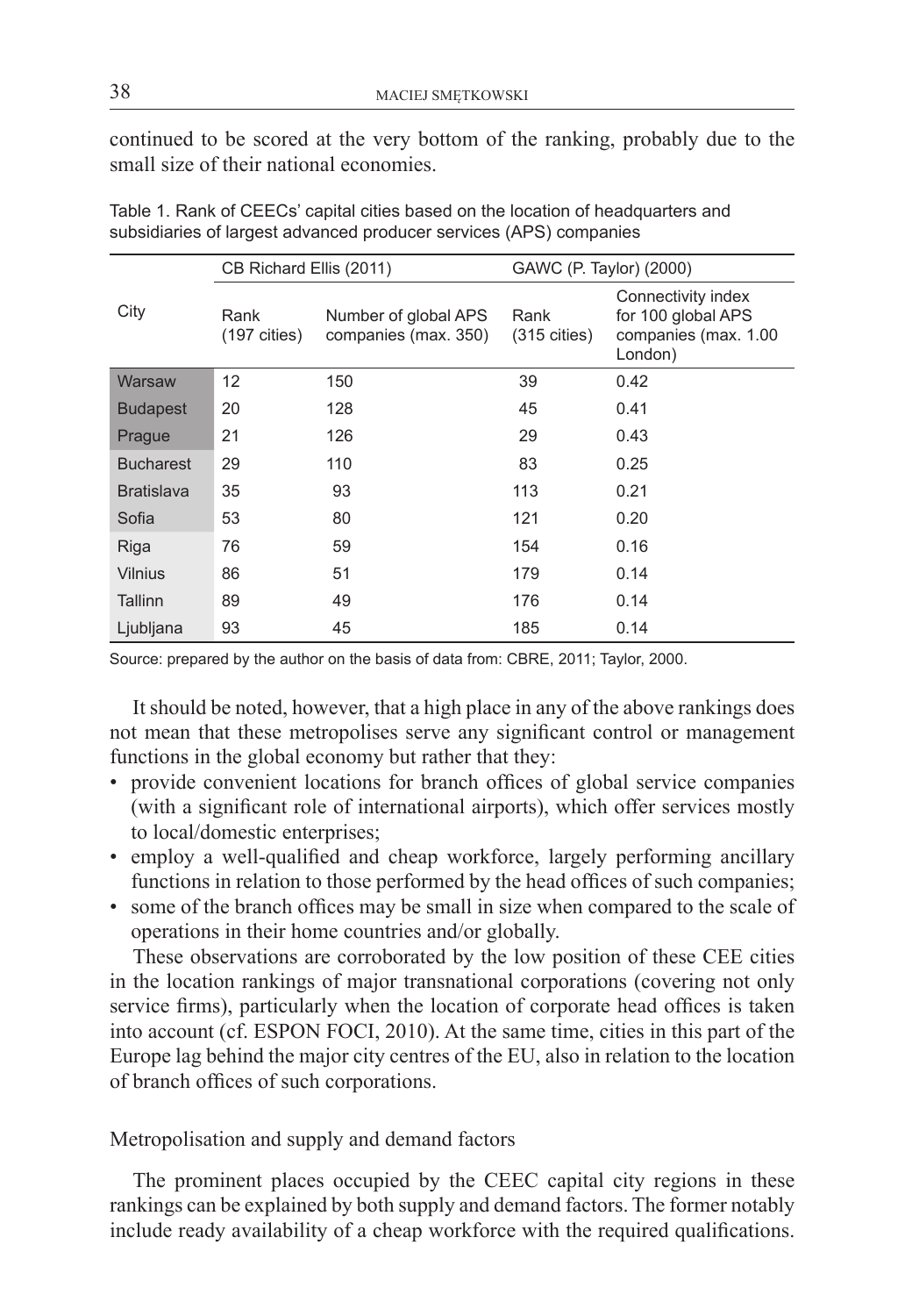continued to be scored at the very bottom of the ranking, probably due to the small size of their national economies.

Table 1. Rank of CEECs' capital cities based on the location of headquarters and subsidiaries of largest advanced producer services (APS) companies

| City | CB Richard Ellis (2011) | | GAWC (P. Taylor) (2000) | |
|---|---|---|---|---|
| | Rank (197 cities) | Number of global APS companies (max. 350) | Rank (315 cities) | Connectivity index for 100 global APS companies (max. 1.00 London) |
| Warsaw | 12 | 150 | 39 | 0.42 |
| Budapest | 20 | 128 | 45 | 0.41 |
| Prague | 21 | 126 | 29 | 0.43 |
| Bucharest | 29 | 110 | 83 | 0.25 |
| Bratislava | 35 | 93 | 113 | 0.21 |
| Sofia | 53 | 80 | 121 | 0.20 |
| Riga | 76 | 59 | 154 | 0.16 |
| Vilnius | 86 | 51 | 179 | 0.14 |
| Tallinn | 89 | 49 | 176 | 0.14 |
| Ljubljana | 93 | 45 | 185 | 0.14 |

Source: prepared by the author on the basis of data from: CBRE, 2011; Taylor, 2000.

It should be noted, however, that a high place in any of the above rankings does not mean that these metropolises serve any significant control or management functions in the global economy but rather that they:

- provide convenient locations for branch offices of global service companies (with a significant role of international airports), which offer services mostly to local/domestic enterprises;
- employ a well-qualified and cheap workforce, largely performing ancillary functions in relation to those performed by the head offices of such companies;
- some of the branch offices may be small in size when compared to the scale of operations in their home countries and/or globally.

These observations are corroborated by the low position of these CEE cities in the location rankings of major transnational corporations (covering not only service firms), particularly when the location of corporate head offices is taken into account (cf. ESPON FOCI, 2010). At the same time, cities in this part of the Europe lag behind the major city centres of the EU, also in relation to the location of branch offices of such corporations.

## Metropolisation and supply and demand factors

The prominent places occupied by the CEEC capital city regions in these rankings can be explained by both supply and demand factors. The former notably include ready availability of a cheap workforce with the required qualifications.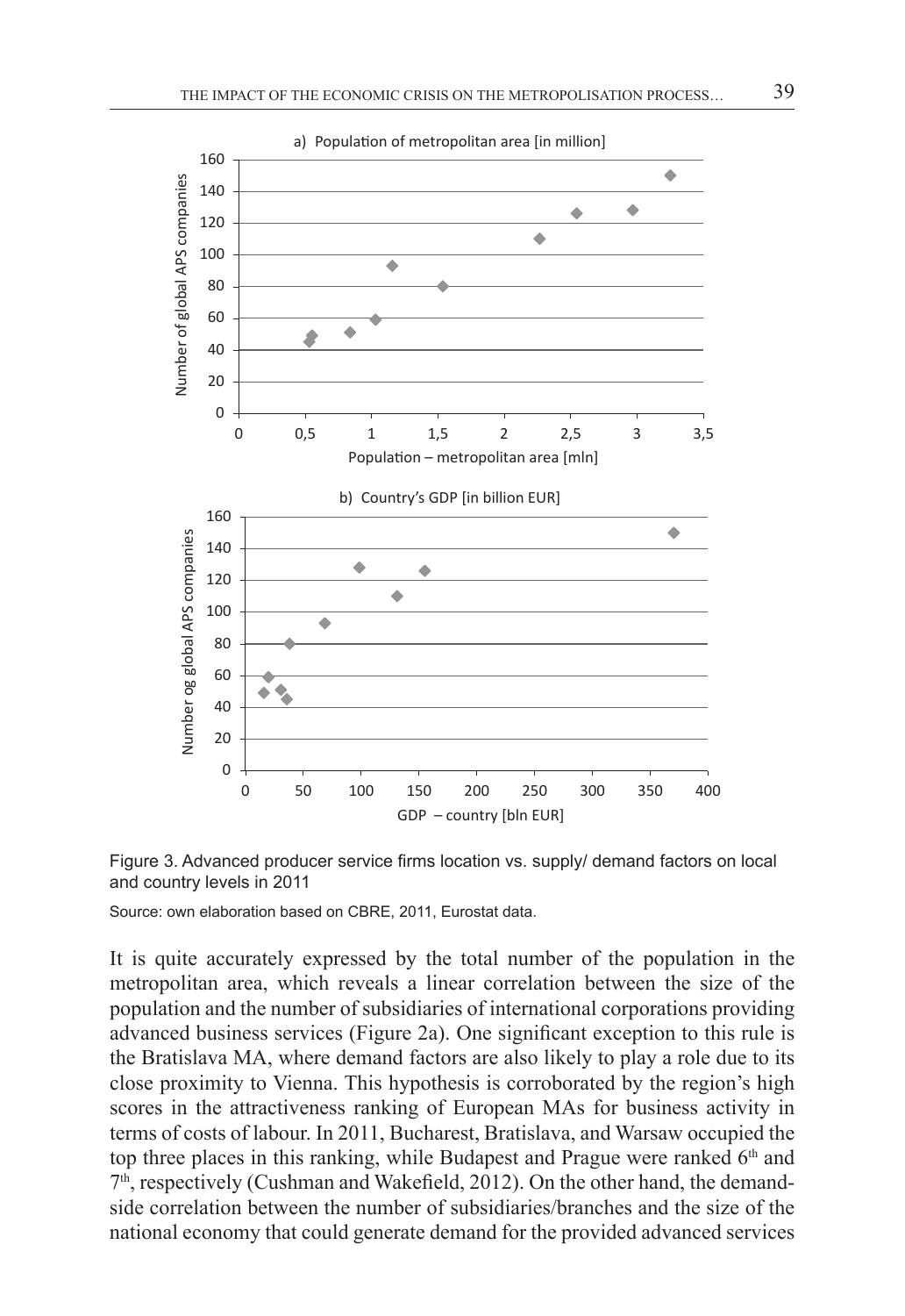Figure 3. Advanced producer service firms location vs. supply/ demand factors on local and country levels in 2011

Source: own elaboration based on CBRE, 2011, Eurostat data.

It is quite accurately expressed by the total number of the population in the metropolitan area, which reveals a linear correlation between the size of the population and the number of subsidiaries of international corporations providing advanced business services (Figure 2a). One significant exception to this rule is the Bratislava MA, where demand factors are also likely to play a role due to its close proximity to Vienna. This hypothesis is corroborated by the region's high scores in the attractiveness ranking of European MAs for business activity in terms of costs of labour. In 2011, Bucharest, Bratislava, and Warsaw occupied the top three places in this ranking, while Budapest and Prague were ranked 6th and 7th, respectively (Cushman and Wakefield, 2012). On the other hand, the demand-side correlation between the number of subsidiaries/branches and the size of the national economy that could generate demand for the provided advanced services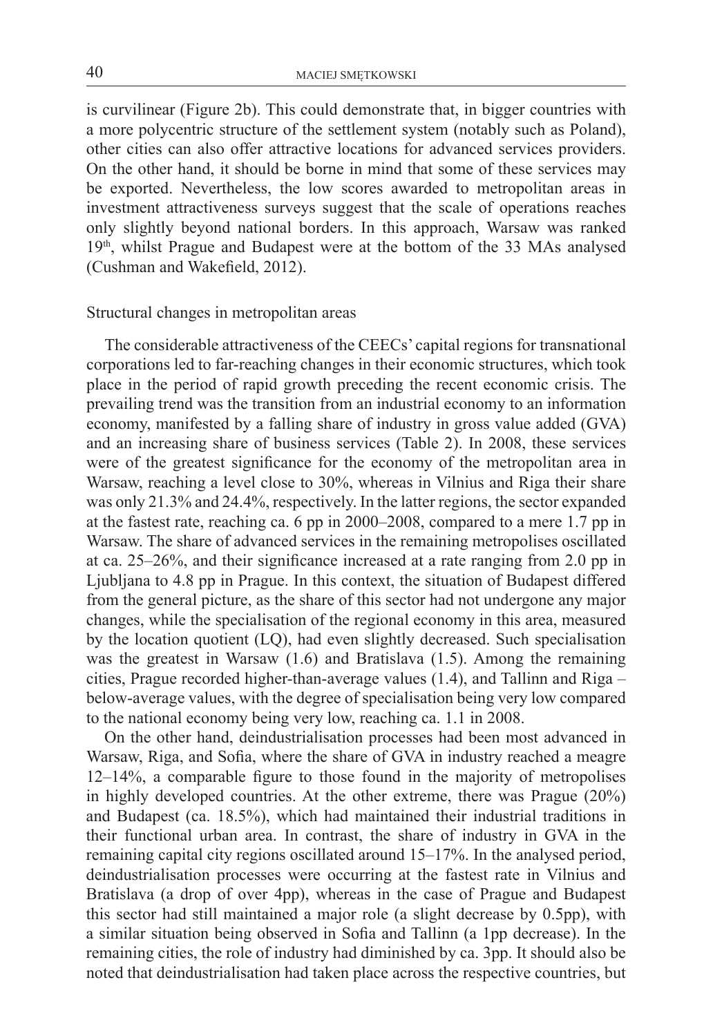is curvilinear (Figure 2b). This could demonstrate that, in bigger countries with a more polycentric structure of the settlement system (notably such as Poland), other cities can also offer attractive locations for advanced services providers. On the other hand, it should be borne in mind that some of these services may be exported. Nevertheless, the low scores awarded to metropolitan areas in investment attractiveness surveys suggest that the scale of operations reaches only slightly beyond national borders. In this approach, Warsaw was ranked 19th, whilst Prague and Budapest were at the bottom of the 33 MAs analysed (Cushman and Wakefield, 2012).

## Structural changes in metropolitan areas

The considerable attractiveness of the CEECs' capital regions for transnational corporations led to far-reaching changes in their economic structures, which took place in the period of rapid growth preceding the recent economic crisis. The prevailing trend was the transition from an industrial economy to an information economy, manifested by a falling share of industry in gross value added (GVA) and an increasing share of business services (Table 2). In 2008, these services were of the greatest significance for the economy of the metropolitan area in Warsaw, reaching a level close to 30%, whereas in Vilnius and Riga their share was only 21.3% and 24.4%, respectively. In the latter regions, the sector expanded at the fastest rate, reaching ca. 6 pp in 2000–2008, compared to a mere 1.7 pp in Warsaw. The share of advanced services in the remaining metropolises oscillated at ca. 25–26%, and their significance increased at a rate ranging from 2.0 pp in Ljubljana to 4.8 pp in Prague. In this context, the situation of Budapest differed from the general picture, as the share of this sector had not undergone any major changes, while the specialisation of the regional economy in this area, measured by the location quotient (LQ), had even slightly decreased. Such specialisation was the greatest in Warsaw (1.6) and Bratislava (1.5). Among the remaining cities, Prague recorded higher-than-average values (1.4), and Tallinn and Riga – below-average values, with the degree of specialisation being very low compared to the national economy being very low, reaching ca. 1.1 in 2008.

On the other hand, deindustrialisation processes had been most advanced in Warsaw, Riga, and Sofia, where the share of GVA in industry reached a meagre 12–14%, a comparable figure to those found in the majority of metropolises in highly developed countries. At the other extreme, there was Prague (20%) and Budapest (ca. 18.5%), which had maintained their industrial traditions in their functional urban area. In contrast, the share of industry in GVA in the remaining capital city regions oscillated around 15–17%. In the analysed period, deindustrialisation processes were occurring at the fastest rate in Vilnius and Bratislava (a drop of over 4pp), whereas in the case of Prague and Budapest this sector had still maintained a major role (a slight decrease by 0.5pp), with a similar situation being observed in Sofia and Tallinn (a 1pp decrease). In the remaining cities, the role of industry had diminished by ca. 3pp. It should also be noted that deindustrialisation had taken place across the respective countries, but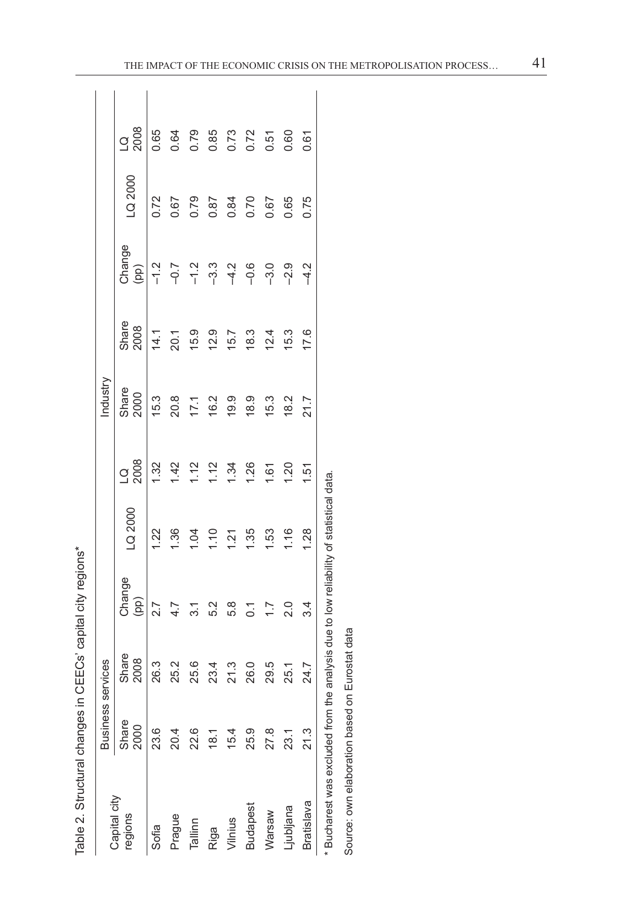Table 2. Structural changes in CEECs' capital city regions*

| Capital city regions | Business services | | | | | Industry | | | | |
|---|---|---|---|---|---|---|---|---|---|---|
| | Share 2000 | Share 2008 | Change (pp) | LQ 2000 | LQ 2008 | Share 2000 | Share 2008 | Change (pp) | LQ 2000 | LQ 2008 |
| Sofia | 23.6 | 26.3 | 2.7 | 1.22 | 1.32 | 15.3 | 14.1 | –1.2 | 0.72 | 0.65 |
| Prague | 20.4 | 25.2 | 4.7 | 1.36 | 1.42 | 20.8 | 20.1 | –0.7 | 0.67 | 0.64 |
| Tallinn | 22.6 | 25.6 | 3.1 | 1.04 | 1.12 | 17.1 | 15.9 | –1.2 | 0.79 | 0.79 |
| Riga | 18.1 | 23.4 | 5.2 | 1.10 | 1.12 | 16.2 | 12.9 | –3.3 | 0.87 | 0.85 |
| Vilnius | 15.4 | 21.3 | 5.8 | 1.21 | 1.34 | 19.9 | 15.7 | –4.2 | 0.84 | 0.73 |
| Budapest | 25.9 | 26.0 | 0.1 | 1.35 | 1.26 | 18.9 | 18.3 | –0.6 | 0.70 | 0.72 |
| Warsaw | 27.8 | 29.5 | 1.7 | 1.53 | 1.61 | 15.3 | 12.4 | –3.0 | 0.67 | 0.51 |
| Ljubljana | 23.1 | 25.1 | 2.0 | 1.16 | 1.20 | 18.2 | 15.3 | –2.9 | 0.65 | 0.60 |
| Bratislava | 21.3 | 24.7 | 3.4 | 1.28 | 1.51 | 21.7 | 17.6 | –4.2 | 0.75 | 0.61 |

* Bucharest was excluded from the analysis due to low reliability of statistical data.

Source: own elaboration based on Eurostat data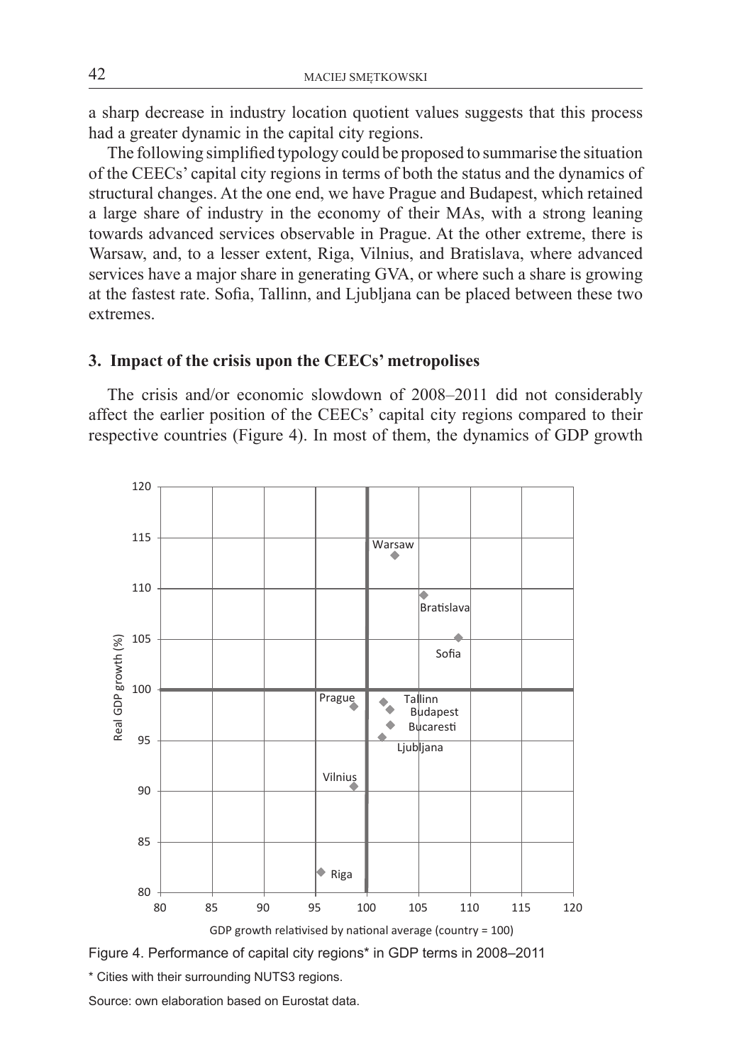a sharp decrease in industry location quotient values suggests that this process had a greater dynamic in the capital city regions.

The following simplified typology could be proposed to summarise the situation of the CEECs' capital city regions in terms of both the status and the dynamics of structural changes. At the one end, we have Prague and Budapest, which retained a large share of industry in the economy of their MAs, with a strong leaning towards advanced services observable in Prague. At the other extreme, there is Warsaw, and, to a lesser extent, Riga, Vilnius, and Bratislava, where advanced services have a major share in generating GVA, or where such a share is growing at the fastest rate. Sofia, Tallinn, and Ljubljana can be placed between these two extremes.

## 3. Impact of the crisis upon the CEECs' metropolises

The crisis and/or economic slowdown of 2008–2011 did not considerably affect the earlier position of the CEECs' capital city regions compared to their respective countries (Figure 4). In most of them, the dynamics of GDP growth

Figure 4. Performance of capital city regions* in GDP terms in 2008–2011

\* Cities with their surrounding NUTS3 regions.

Source: own elaboration based on Eurostat data.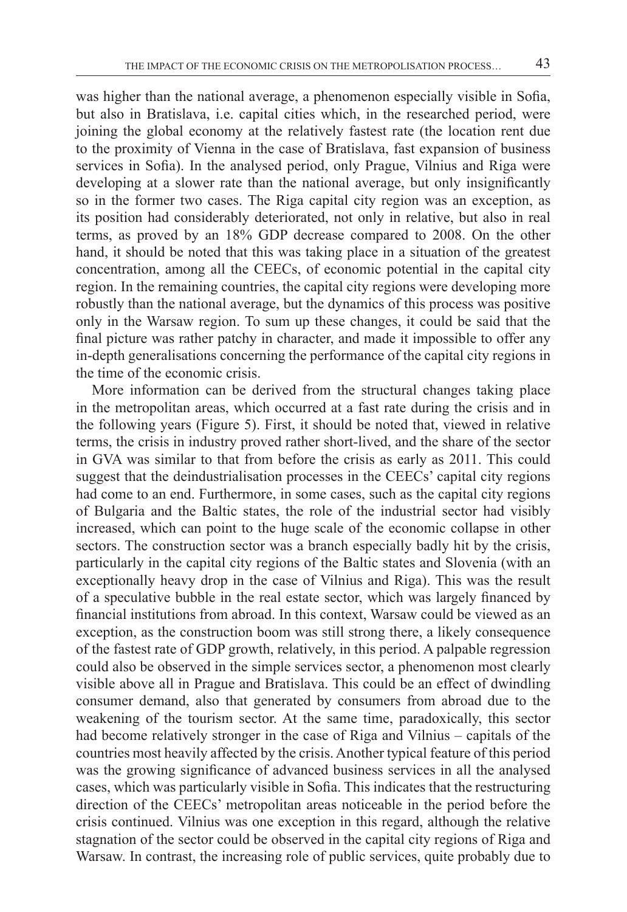was higher than the national average, a phenomenon especially visible in Sofia, but also in Bratislava, i.e. capital cities which, in the researched period, were joining the global economy at the relatively fastest rate (the location rent due to the proximity of Vienna in the case of Bratislava, fast expansion of business services in Sofia). In the analysed period, only Prague, Vilnius and Riga were developing at a slower rate than the national average, but only insignificantly so in the former two cases. The Riga capital city region was an exception, as its position had considerably deteriorated, not only in relative, but also in real terms, as proved by an 18% GDP decrease compared to 2008. On the other hand, it should be noted that this was taking place in a situation of the greatest concentration, among all the CEECs, of economic potential in the capital city region. In the remaining countries, the capital city regions were developing more robustly than the national average, but the dynamics of this process was positive only in the Warsaw region. To sum up these changes, it could be said that the final picture was rather patchy in character, and made it impossible to offer any in-depth generalisations concerning the performance of the capital city regions in the time of the economic crisis.

More information can be derived from the structural changes taking place in the metropolitan areas, which occurred at a fast rate during the crisis and in the following years (Figure 5). First, it should be noted that, viewed in relative terms, the crisis in industry proved rather short-lived, and the share of the sector in GVA was similar to that from before the crisis as early as 2011. This could suggest that the deindustrialisation processes in the CEECs' capital city regions had come to an end. Furthermore, in some cases, such as the capital city regions of Bulgaria and the Baltic states, the role of the industrial sector had visibly increased, which can point to the huge scale of the economic collapse in other sectors. The construction sector was a branch especially badly hit by the crisis, particularly in the capital city regions of the Baltic states and Slovenia (with an exceptionally heavy drop in the case of Vilnius and Riga). This was the result of a speculative bubble in the real estate sector, which was largely financed by financial institutions from abroad. In this context, Warsaw could be viewed as an exception, as the construction boom was still strong there, a likely consequence of the fastest rate of GDP growth, relatively, in this period. A palpable regression could also be observed in the simple services sector, a phenomenon most clearly visible above all in Prague and Bratislava. This could be an effect of dwindling consumer demand, also that generated by consumers from abroad due to the weakening of the tourism sector. At the same time, paradoxically, this sector had become relatively stronger in the case of Riga and Vilnius – capitals of the countries most heavily affected by the crisis. Another typical feature of this period was the growing significance of advanced business services in all the analysed cases, which was particularly visible in Sofia. This indicates that the restructuring direction of the CEECs' metropolitan areas noticeable in the period before the crisis continued. Vilnius was one exception in this regard, although the relative stagnation of the sector could be observed in the capital city regions of Riga and Warsaw. In contrast, the increasing role of public services, quite probably due to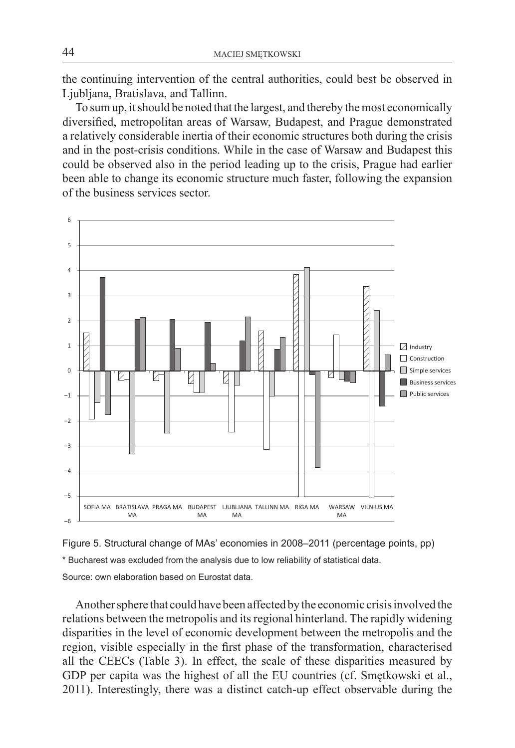the continuing intervention of the central authorities, could best be observed in Ljubljana, Bratislava, and Tallinn.

To sum up, it should be noted that the largest, and thereby the most economically diversified, metropolitan areas of Warsaw, Budapest, and Prague demonstrated a relatively considerable inertia of their economic structures both during the crisis and in the post-crisis conditions. While in the case of Warsaw and Budapest this could be observed also in the period leading up to the crisis, Prague had earlier been able to change its economic structure much faster, following the expansion of the business services sector.

Figure 5. Structural change of MAs' economies in 2008–2011 (percentage points, pp)

\* Bucharest was excluded from the analysis due to low reliability of statistical data.

Source: own elaboration based on Eurostat data.

Another sphere that could have been affected by the economic crisis involved the relations between the metropolis and its regional hinterland. The rapidly widening disparities in the level of economic development between the metropolis and the region, visible especially in the first phase of the transformation, characterised all the CEECs (Table 3). In effect, the scale of these disparities measured by GDP per capita was the highest of all the EU countries (cf. Smętkowski et al., 2011). Interestingly, there was a distinct catch-up effect observable during the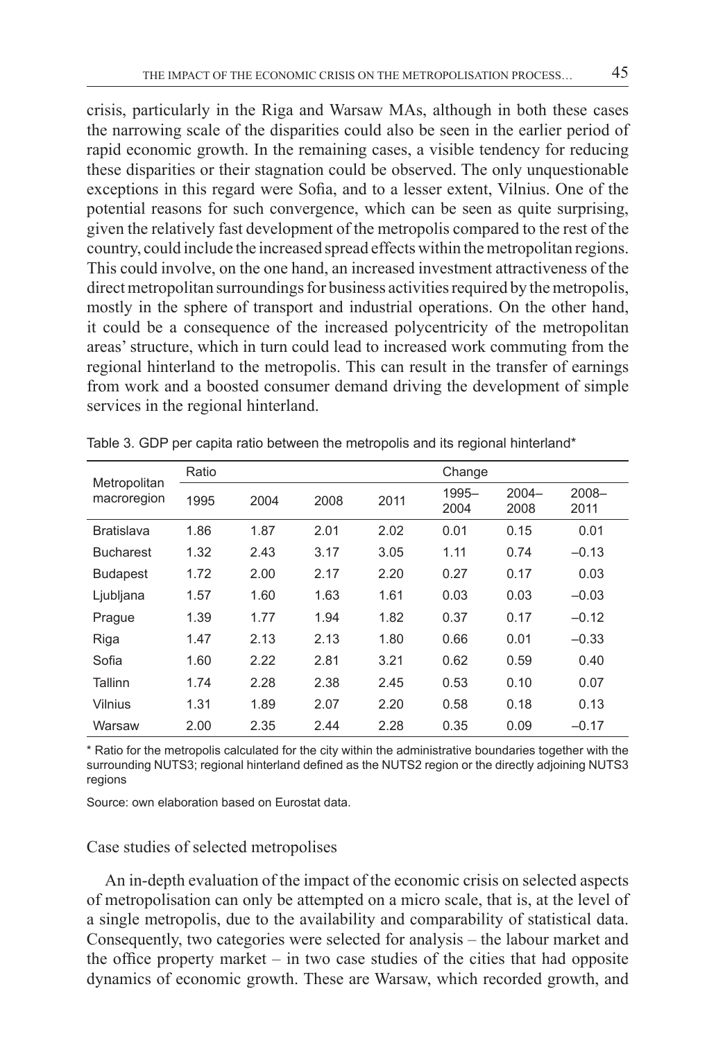crisis, particularly in the Riga and Warsaw MAs, although in both these cases the narrowing scale of the disparities could also be seen in the earlier period of rapid economic growth. In the remaining cases, a visible tendency for reducing these disparities or their stagnation could be observed. The only unquestionable exceptions in this regard were Sofia, and to a lesser extent, Vilnius. One of the potential reasons for such convergence, which can be seen as quite surprising, given the relatively fast development of the metropolis compared to the rest of the country, could include the increased spread effects within the metropolitan regions. This could involve, on the one hand, an increased investment attractiveness of the direct metropolitan surroundings for business activities required by the metropolis, mostly in the sphere of transport and industrial operations. On the other hand, it could be a consequence of the increased polycentricity of the metropolitan areas' structure, which in turn could lead to increased work commuting from the regional hinterland to the metropolis. This can result in the transfer of earnings from work and a boosted consumer demand driving the development of simple services in the regional hinterland.

Table 3. GDP per capita ratio between the metropolis and its regional hinterland*

| Metropolitan macroregion | Ratio | | | | Change | | |
|---|---|---|---|---|---|---|---|
| | 1995 | 2004 | 2008 | 2011 | 1995–2004 | 2004–2008 | 2008–2011 |
| Bratislava | 1.86 | 1.87 | 2.01 | 2.02 | 0.01 | 0.15 | 0.01 |
| Bucharest | 1.32 | 2.43 | 3.17 | 3.05 | 1.11 | 0.74 | –0.13 |
| Budapest | 1.72 | 2.00 | 2.17 | 2.20 | 0.27 | 0.17 | 0.03 |
| Ljubljana | 1.57 | 1.60 | 1.63 | 1.61 | 0.03 | 0.03 | –0.03 |
| Prague | 1.39 | 1.77 | 1.94 | 1.82 | 0.37 | 0.17 | –0.12 |
| Riga | 1.47 | 2.13 | 2.13 | 1.80 | 0.66 | 0.01 | –0.33 |
| Sofia | 1.60 | 2.22 | 2.81 | 3.21 | 0.62 | 0.59 | 0.40 |
| Tallinn | 1.74 | 2.28 | 2.38 | 2.45 | 0.53 | 0.10 | 0.07 |
| Vilnius | 1.31 | 1.89 | 2.07 | 2.20 | 0.58 | 0.18 | 0.13 |
| Warsaw | 2.00 | 2.35 | 2.44 | 2.28 | 0.35 | 0.09 | –0.17 |

\* Ratio for the metropolis calculated for the city within the administrative boundaries together with the surrounding NUTS3; regional hinterland defined as the NUTS2 region or the directly adjoining NUTS3 regions

Source: own elaboration based on Eurostat data.

## Case studies of selected metropolises

An in-depth evaluation of the impact of the economic crisis on selected aspects of metropolisation can only be attempted on a micro scale, that is, at the level of a single metropolis, due to the availability and comparability of statistical data. Consequently, two categories were selected for analysis – the labour market and the office property market – in two case studies of the cities that had opposite dynamics of economic growth. These are Warsaw, which recorded growth, and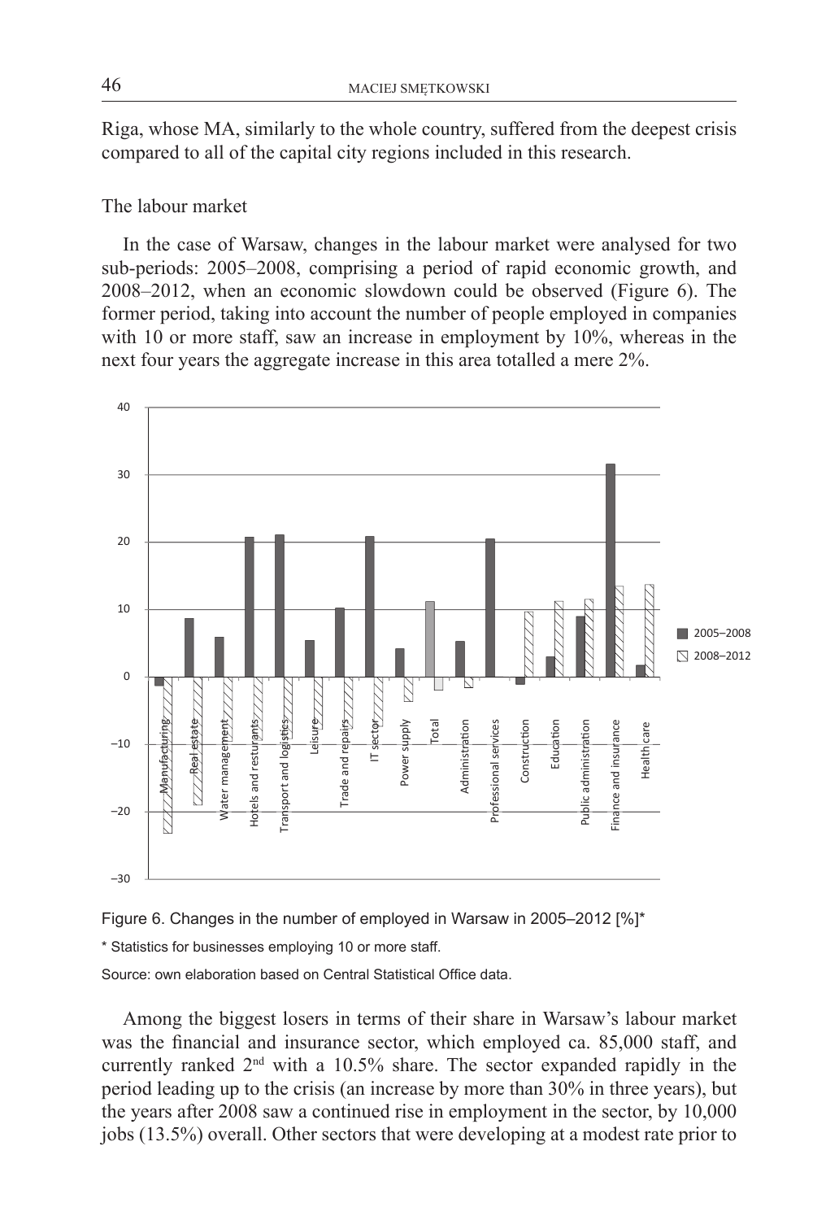Riga, whose MA, similarly to the whole country, suffered from the deepest crisis compared to all of the capital city regions included in this research.

### The labour market

In the case of Warsaw, changes in the labour market were analysed for two sub-periods: 2005–2008, comprising a period of rapid economic growth, and 2008–2012, when an economic slowdown could be observed (Figure 6). The former period, taking into account the number of people employed in companies with 10 or more staff, saw an increase in employment by 10%, whereas in the next four years the aggregate increase in this area totalled a mere 2%.

Figure 6. Changes in the number of employed in Warsaw in 2005–2012 [%]*

* Statistics for businesses employing 10 or more staff.

Source: own elaboration based on Central Statistical Office data.

Among the biggest losers in terms of their share in Warsaw's labour market was the financial and insurance sector, which employed ca. 85,000 staff, and currently ranked 2nd with a 10.5% share. The sector expanded rapidly in the period leading up to the crisis (an increase by more than 30% in three years), but the years after 2008 saw a continued rise in employment in the sector, by 10,000 jobs (13.5%) overall. Other sectors that were developing at a modest rate prior to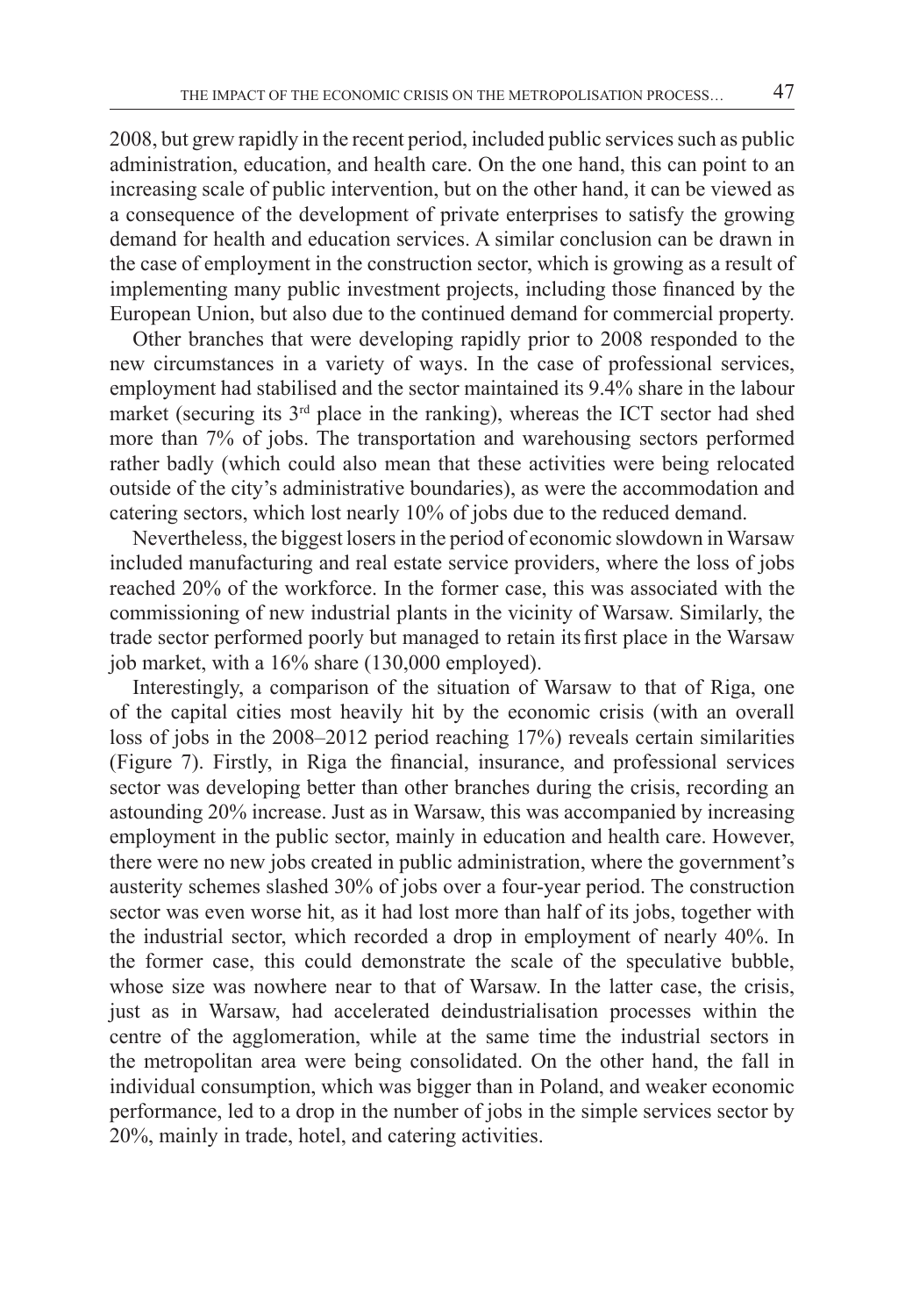2008, but grew rapidly in the recent period, included public services such as public administration, education, and health care. On the one hand, this can point to an increasing scale of public intervention, but on the other hand, it can be viewed as a consequence of the development of private enterprises to satisfy the growing demand for health and education services. A similar conclusion can be drawn in the case of employment in the construction sector, which is growing as a result of implementing many public investment projects, including those financed by the European Union, but also due to the continued demand for commercial property.

Other branches that were developing rapidly prior to 2008 responded to the new circumstances in a variety of ways. In the case of professional services, employment had stabilised and the sector maintained its 9.4% share in the labour market (securing its 3rd place in the ranking), whereas the ICT sector had shed more than 7% of jobs. The transportation and warehousing sectors performed rather badly (which could also mean that these activities were being relocated outside of the city's administrative boundaries), as were the accommodation and catering sectors, which lost nearly 10% of jobs due to the reduced demand.

Nevertheless, the biggest losers in the period of economic slowdown in Warsaw included manufacturing and real estate service providers, where the loss of jobs reached 20% of the workforce. In the former case, this was associated with the commissioning of new industrial plants in the vicinity of Warsaw. Similarly, the trade sector performed poorly but managed to retain its first place in the Warsaw job market, with a 16% share (130,000 employed).

Interestingly, a comparison of the situation of Warsaw to that of Riga, one of the capital cities most heavily hit by the economic crisis (with an overall loss of jobs in the 2008–2012 period reaching 17%) reveals certain similarities (Figure 7). Firstly, in Riga the financial, insurance, and professional services sector was developing better than other branches during the crisis, recording an astounding 20% increase. Just as in Warsaw, this was accompanied by increasing employment in the public sector, mainly in education and health care. However, there were no new jobs created in public administration, where the government's austerity schemes slashed 30% of jobs over a four-year period. The construction sector was even worse hit, as it had lost more than half of its jobs, together with the industrial sector, which recorded a drop in employment of nearly 40%. In the former case, this could demonstrate the scale of the speculative bubble, whose size was nowhere near to that of Warsaw. In the latter case, the crisis, just as in Warsaw, had accelerated deindustrialisation processes within the centre of the agglomeration, while at the same time the industrial sectors in the metropolitan area were being consolidated. On the other hand, the fall in individual consumption, which was bigger than in Poland, and weaker economic performance, led to a drop in the number of jobs in the simple services sector by 20%, mainly in trade, hotel, and catering activities.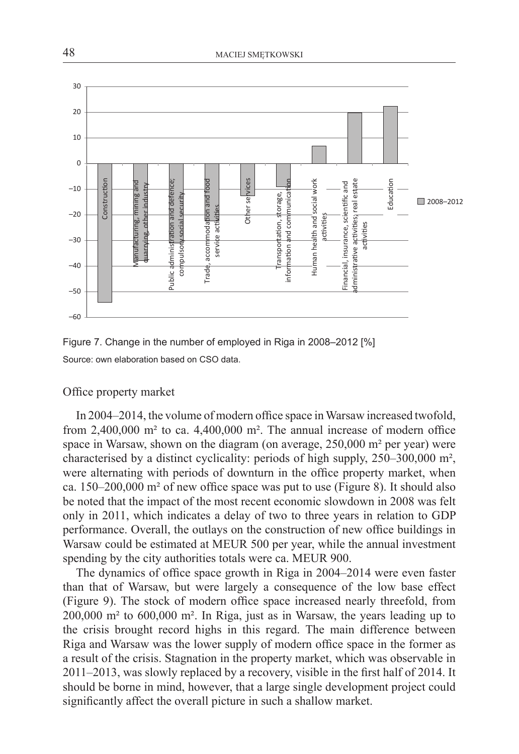Figure 7. Change in the number of employed in Riga in 2008–2012 [%]

Source: own elaboration based on CSO data.

### Office property market

In 2004–2014, the volume of modern office space in Warsaw increased twofold, from 2,400,000 m² to ca. 4,400,000 m². The annual increase of modern office space in Warsaw, shown on the diagram (on average, 250,000 m² per year) were characterised by a distinct cyclicality: periods of high supply, 250–300,000 m², were alternating with periods of downturn in the office property market, when ca. 150–200,000 m² of new office space was put to use (Figure 8). It should also be noted that the impact of the most recent economic slowdown in 2008 was felt only in 2011, which indicates a delay of two to three years in relation to GDP performance. Overall, the outlays on the construction of new office buildings in Warsaw could be estimated at MEUR 500 per year, while the annual investment spending by the city authorities totals were ca. MEUR 900.

The dynamics of office space growth in Riga in 2004–2014 were even faster than that of Warsaw, but were largely a consequence of the low base effect (Figure 9). The stock of modern office space increased nearly threefold, from 200,000 m² to 600,000 m². In Riga, just as in Warsaw, the years leading up to the crisis brought record highs in this regard. The main difference between Riga and Warsaw was the lower supply of modern office space in the former as a result of the crisis. Stagnation in the property market, which was observable in 2011–2013, was slowly replaced by a recovery, visible in the first half of 2014. It should be borne in mind, however, that a large single development project could significantly affect the overall picture in such a shallow market.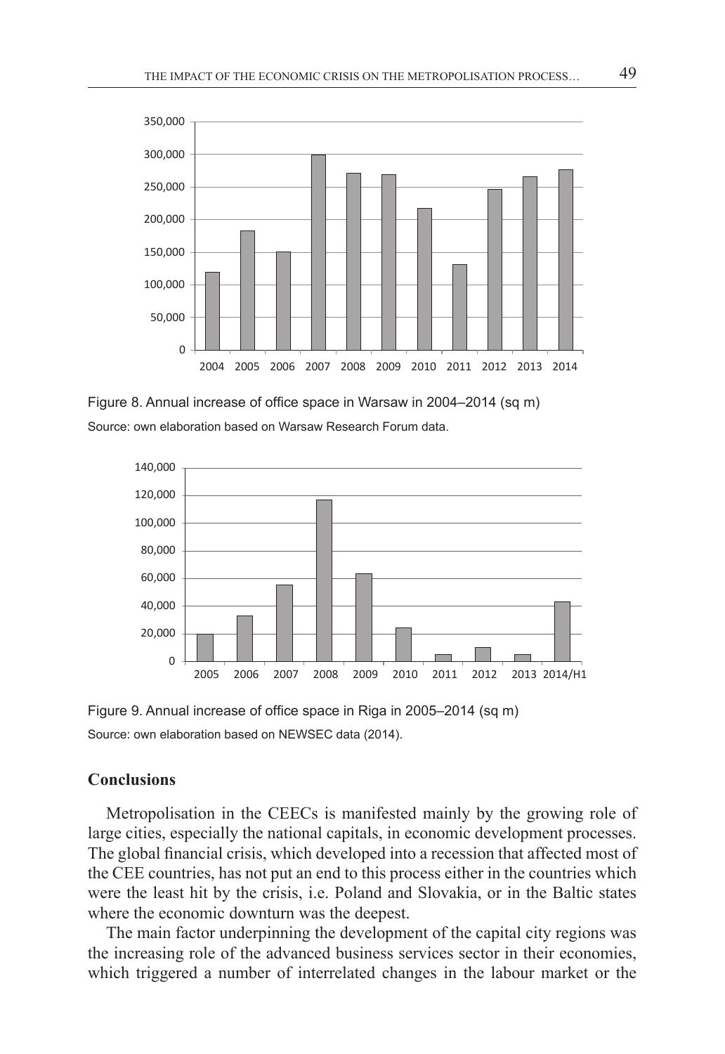Figure 8. Annual increase of office space in Warsaw in 2004–2014 (sq m)

Source: own elaboration based on Warsaw Research Forum data.

Figure 9. Annual increase of office space in Riga in 2005–2014 (sq m)

Source: own elaboration based on NEWSEC data (2014).

## Conclusions

Metropolisation in the CEECs is manifested mainly by the growing role of large cities, especially the national capitals, in economic development processes. The global financial crisis, which developed into a recession that affected most of the CEE countries, has not put an end to this process either in the countries which were the least hit by the crisis, i.e. Poland and Slovakia, or in the Baltic states where the economic downturn was the deepest.

The main factor underpinning the development of the capital city regions was the increasing role of the advanced business services sector in their economies, which triggered a number of interrelated changes in the labour market or the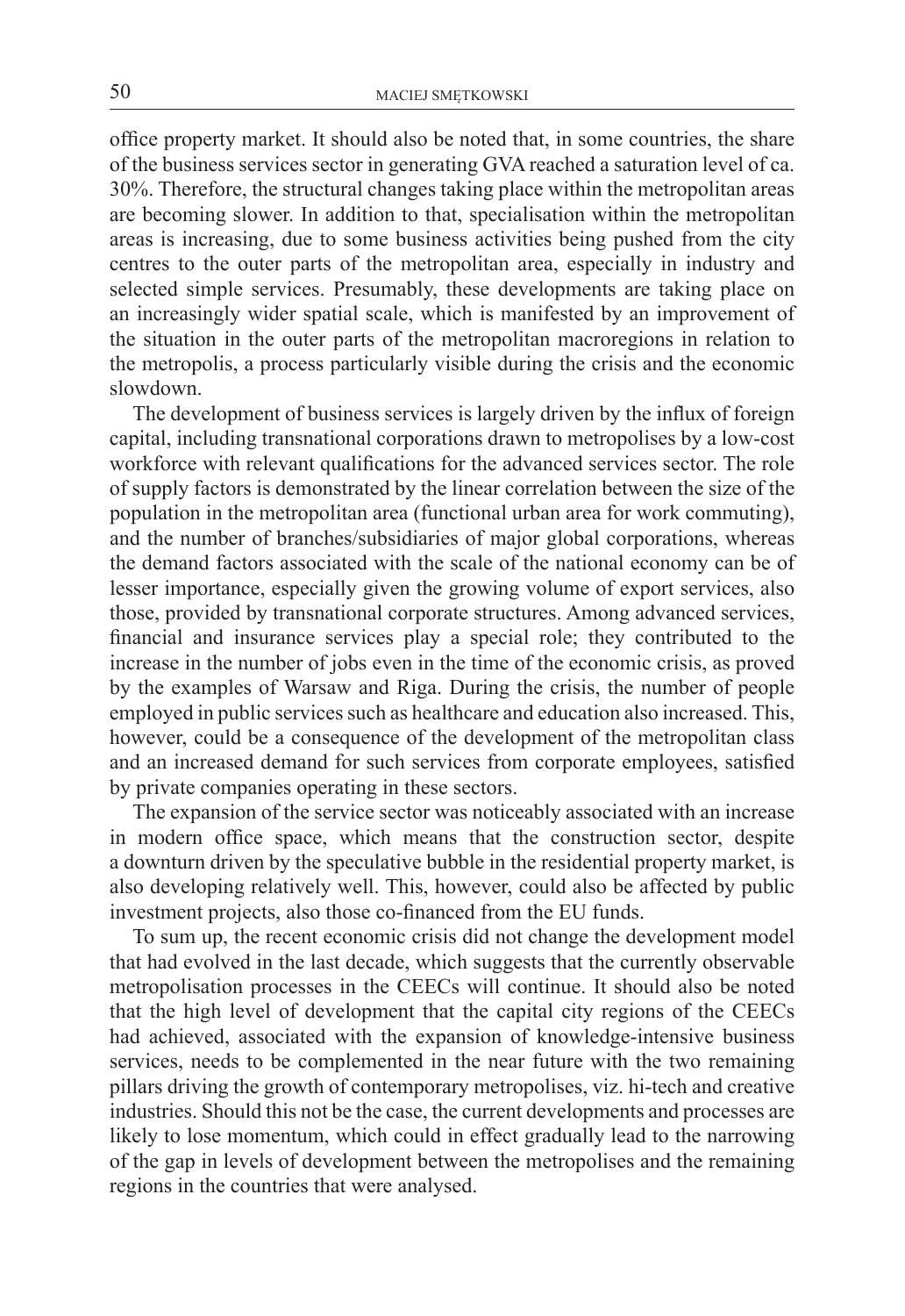office property market. It should also be noted that, in some countries, the share of the business services sector in generating GVA reached a saturation level of ca. 30%. Therefore, the structural changes taking place within the metropolitan areas are becoming slower. In addition to that, specialisation within the metropolitan areas is increasing, due to some business activities being pushed from the city centres to the outer parts of the metropolitan area, especially in industry and selected simple services. Presumably, these developments are taking place on an increasingly wider spatial scale, which is manifested by an improvement of the situation in the outer parts of the metropolitan macroregions in relation to the metropolis, a process particularly visible during the crisis and the economic slowdown.

The development of business services is largely driven by the influx of foreign capital, including transnational corporations drawn to metropolises by a low-cost workforce with relevant qualifications for the advanced services sector. The role of supply factors is demonstrated by the linear correlation between the size of the population in the metropolitan area (functional urban area for work commuting), and the number of branches/subsidiaries of major global corporations, whereas the demand factors associated with the scale of the national economy can be of lesser importance, especially given the growing volume of export services, also those, provided by transnational corporate structures. Among advanced services, financial and insurance services play a special role; they contributed to the increase in the number of jobs even in the time of the economic crisis, as proved by the examples of Warsaw and Riga. During the crisis, the number of people employed in public services such as healthcare and education also increased. This, however, could be a consequence of the development of the metropolitan class and an increased demand for such services from corporate employees, satisfied by private companies operating in these sectors.

The expansion of the service sector was noticeably associated with an increase in modern office space, which means that the construction sector, despite a downturn driven by the speculative bubble in the residential property market, is also developing relatively well. This, however, could also be affected by public investment projects, also those co-financed from the EU funds.

To sum up, the recent economic crisis did not change the development model that had evolved in the last decade, which suggests that the currently observable metropolisation processes in the CEECs will continue. It should also be noted that the high level of development that the capital city regions of the CEECs had achieved, associated with the expansion of knowledge-intensive business services, needs to be complemented in the near future with the two remaining pillars driving the growth of contemporary metropolises, viz. hi-tech and creative industries. Should this not be the case, the current developments and processes are likely to lose momentum, which could in effect gradually lead to the narrowing of the gap in levels of development between the metropolises and the remaining regions in the countries that were analysed.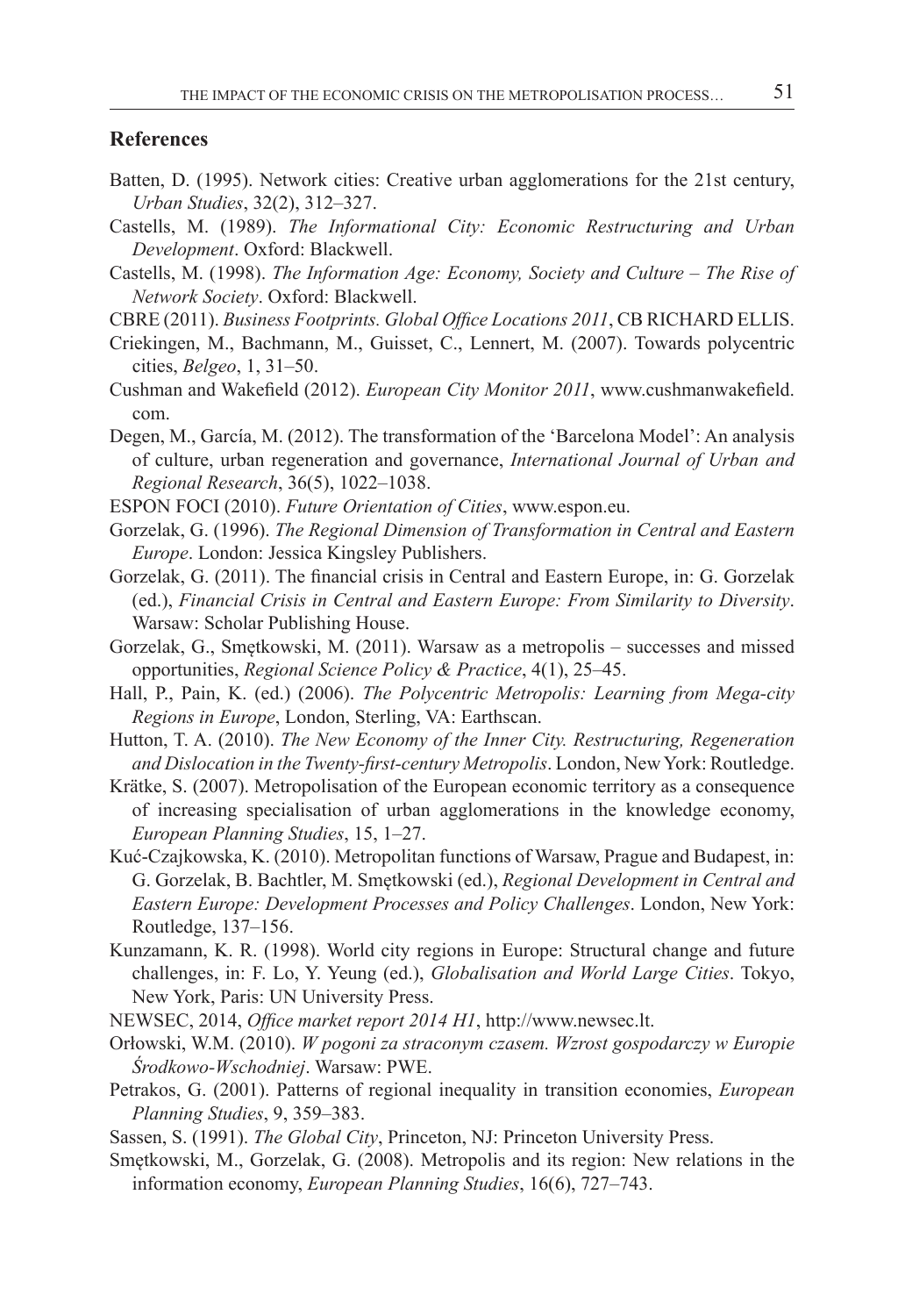## References

Batten, D. (1995). Network cities: Creative urban agglomerations for the 21st century, *Urban Studies*, 32(2), 312–327.

Castells, M. (1989). *The Informational City: Economic Restructuring and Urban Development*. Oxford: Blackwell.

Castells, M. (1998). *The Information Age: Economy, Society and Culture – The Rise of Network Society*. Oxford: Blackwell.

CBRE (2011). *Business Footprints. Global Office Locations 2011*, CB RICHARD ELLIS.

Criekingen, M., Bachmann, M., Guisset, C., Lennert, M. (2007). Towards polycentric cities, *Belgeo*, 1, 31–50.

Cushman and Wakefield (2012). *European City Monitor 2011*, www.cushmanwakefield.com.

Degen, M., García, M. (2012). The transformation of the 'Barcelona Model': An analysis of culture, urban regeneration and governance, *International Journal of Urban and Regional Research*, 36(5), 1022–1038.

ESPON FOCI (2010). *Future Orientation of Cities*, www.espon.eu.

Gorzelak, G. (1996). *The Regional Dimension of Transformation in Central and Eastern Europe*. London: Jessica Kingsley Publishers.

Gorzelak, G. (2011). The financial crisis in Central and Eastern Europe, in: G. Gorzelak (ed.), *Financial Crisis in Central and Eastern Europe: From Similarity to Diversity*. Warsaw: Scholar Publishing House.

Gorzelak, G., Smętkowski, M. (2011). Warsaw as a metropolis – successes and missed opportunities, *Regional Science Policy & Practice*, 4(1), 25–45.

Hall, P., Pain, K. (ed.) (2006). *The Polycentric Metropolis: Learning from Mega-city Regions in Europe*, London, Sterling, VA: Earthscan.

Hutton, T. A. (2010). *The New Economy of the Inner City. Restructuring, Regeneration and Dislocation in the Twenty-first-century Metropolis*. London, New York: Routledge.

Krätke, S. (2007). Metropolisation of the European economic territory as a consequence of increasing specialisation of urban agglomerations in the knowledge economy, *European Planning Studies*, 15, 1–27.

Kuć-Czajkowska, K. (2010). Metropolitan functions of Warsaw, Prague and Budapest, in: G. Gorzelak, B. Bachtler, M. Smętkowski (ed.), *Regional Development in Central and Eastern Europe: Development Processes and Policy Challenges*. London, New York: Routledge, 137–156.

Kunzamann, K. R. (1998). World city regions in Europe: Structural change and future challenges, in: F. Lo, Y. Yeung (ed.), *Globalisation and World Large Cities*. Tokyo, New York, Paris: UN University Press.

NEWSEC, 2014, *Office market report 2014 H1*, http://www.newsec.lt.

Orłowski, W.M. (2010). *W pogoni za straconym czasem. Wzrost gospodarczy w Europie Środkowo-Wschodniej*. Warsaw: PWE.

Petrakos, G. (2001). Patterns of regional inequality in transition economies, *European Planning Studies*, 9, 359–383.

Sassen, S. (1991). *The Global City*, Princeton, NJ: Princeton University Press.

Smętkowski, M., Gorzelak, G. (2008). Metropolis and its region: New relations in the information economy, *European Planning Studies*, 16(6), 727–743.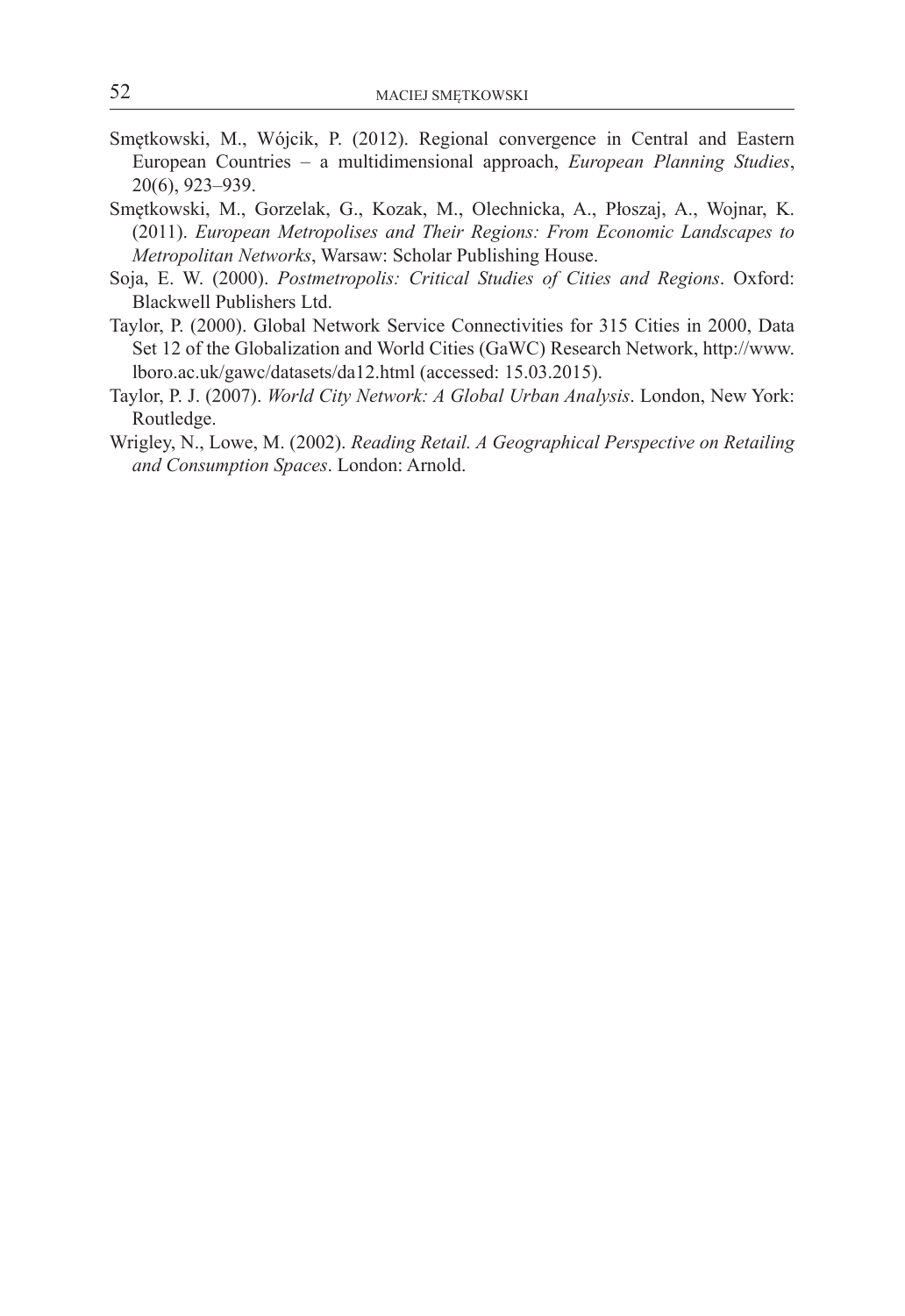Smętkowski, M., Wójcik, P. (2012). Regional convergence in Central and Eastern European Countries – a multidimensional approach, *European Planning Studies*, 20(6), 923–939.

Smętkowski, M., Gorzelak, G., Kozak, M., Olechnicka, A., Płoszaj, A., Wojnar, K. (2011). *European Metropolises and Their Regions: From Economic Landscapes to Metropolitan Networks*, Warsaw: Scholar Publishing House.

Soja, E. W. (2000). *Postmetropolis: Critical Studies of Cities and Regions*. Oxford: Blackwell Publishers Ltd.

Taylor, P. (2000). Global Network Service Connectivities for 315 Cities in 2000, Data Set 12 of the Globalization and World Cities (GaWC) Research Network, http://www.lboro.ac.uk/gawc/datasets/da12.html (accessed: 15.03.2015).

Taylor, P. J. (2007). *World City Network: A Global Urban Analysis*. London, New York: Routledge.

Wrigley, N., Lowe, M. (2002). *Reading Retail. A Geographical Perspective on Retailing and Consumption Spaces*. London: Arnold.